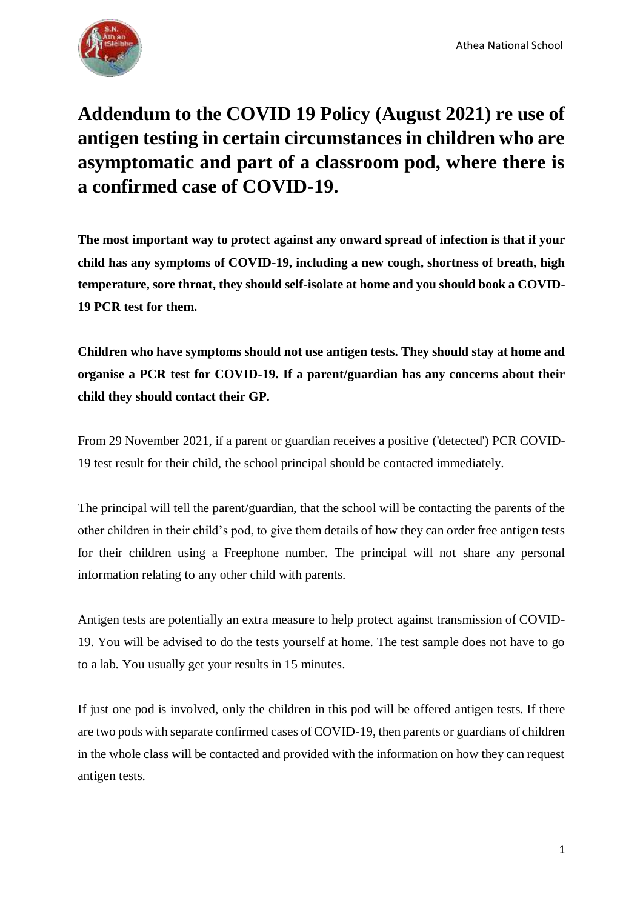# Addendum to the COVID 19 Policy (August 2021) re use of antigen testing in certain circumstances in children who are asymptomatic and part of a classroom pod, where there is a confirmed case of COVID-19.

**The most important way to protect against any onward spread of infection is that if your child has any symptoms of COVID-19, including a new cough, shortness of breath, high temperature, sore throat, they should self-isolate at home and you should book a COVID-19 PCR test for them.**

**Children who have symptoms should not use antigen tests. They should stay at home and organise a PCR test for COVID-19. If a parent/guardian has any concerns about their child they should contact their GP.**

From 29 November 2021, if a parent or guardian receives a positive ('detected') PCR COVID-19 test result for their child, the school principal should be contacted immediately.

The principal will tell the parent/guardian, that the school will be contacting the parents of the other children in their child's pod, to give them details of how they can order free antigen tests for their children using a Freephone number. The principal will not share any personal information relating to any other child with parents.

Antigen tests are potentially an extra measure to help protect against transmission of COVID-19. You will be advised to do the tests yourself at home. The test sample does not have to go to a lab. You usually get your results in 15 minutes.

If just one pod is involved, only the children in this pod will be offered antigen tests. If there are two pods with separate confirmed cases of COVID-19, then parents or guardians of children in the whole class will be contacted and provided with the information on how they can request antigen tests.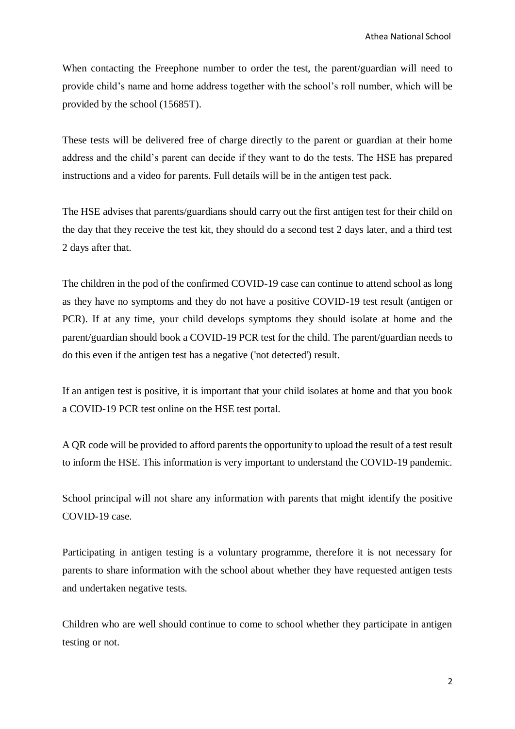When contacting the Freephone number to order the test, the parent/guardian will need to provide child's name and home address together with the school's roll number, which will be provided by the school (15685T).

These tests will be delivered free of charge directly to the parent or guardian at their home address and the child's parent can decide if they want to do the tests. The HSE has prepared instructions and a video for parents. Full details will be in the antigen test pack.

The HSE advises that parents/guardians should carry out the first antigen test for their child on the day that they receive the test kit, they should do a second test 2 days later, and a third test 2 days after that.

The children in the pod of the confirmed COVID-19 case can continue to attend school as long as they have no symptoms and they do not have a positive COVID-19 test result (antigen or PCR). If at any time, your child develops symptoms they should isolate at home and the parent/guardian should book a COVID-19 PCR test for the child. The parent/guardian needs to do this even if the antigen test has a negative ('not detected') result.

If an antigen test is positive, it is important that your child isolates at home and that you book a COVID-19 PCR test online on the HSE test portal.

A QR code will be provided to afford parents the opportunity to upload the result of a test result to inform the HSE. This information is very important to understand the COVID-19 pandemic.

School principal will not share any information with parents that might identify the positive COVID-19 case.

Participating in antigen testing is a voluntary programme, therefore it is not necessary for parents to share information with the school about whether they have requested antigen tests and undertaken negative tests.

Children who are well should continue to come to school whether they participate in antigen testing or not.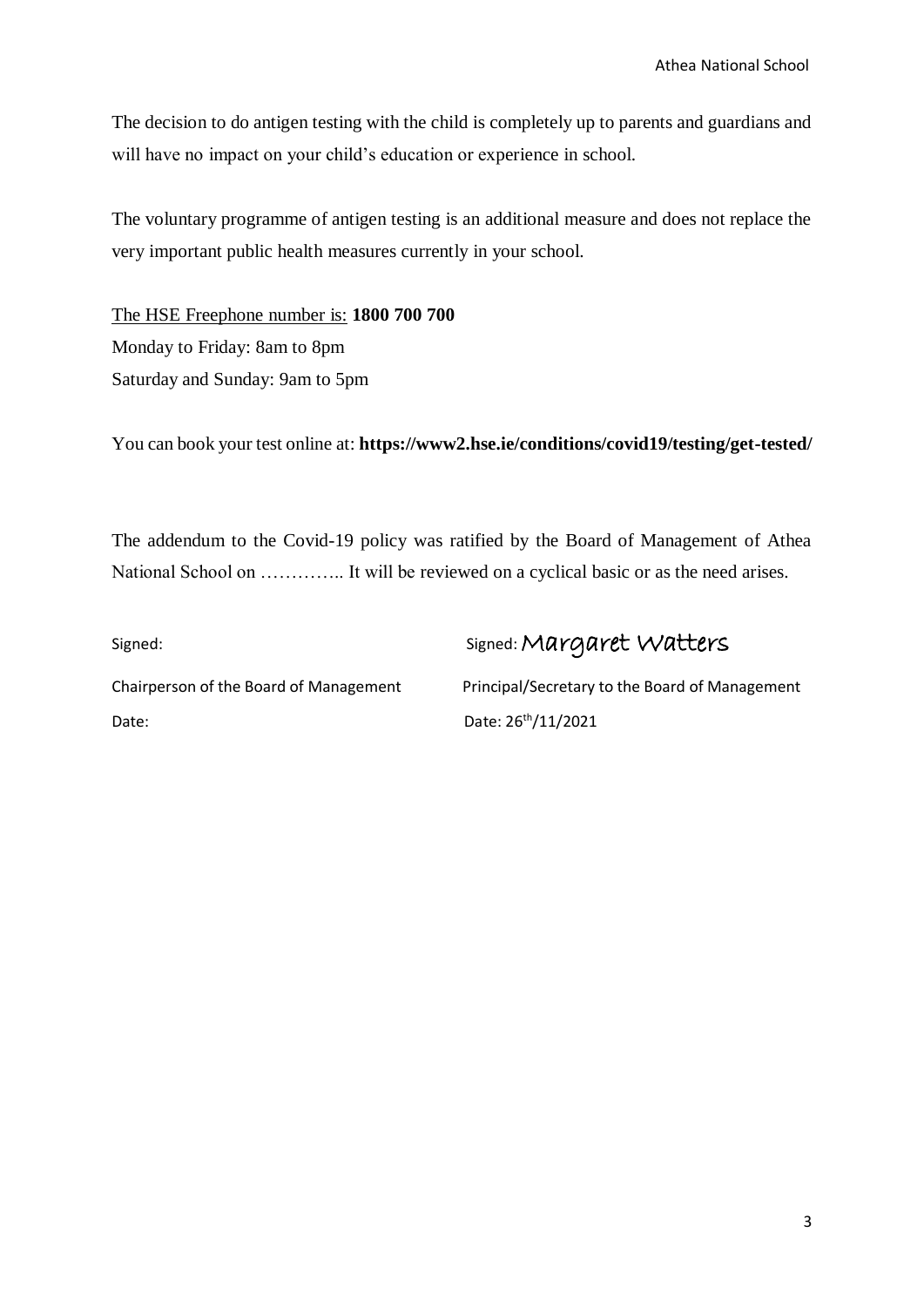The decision to do antigen testing with the child is completely up to parents and guardians and will have no impact on your child's education or experience in school.

The voluntary programme of antigen testing is an additional measure and does not replace the very important public health measures currently in your school.

The HSE Freephone number is: **1800 700 700**
Monday to Friday: 8am to 8pm
Saturday and Sunday: 9am to 5pm

You can book your test online at: **https://www2.hse.ie/conditions/covid19/testing/get-tested/**

The addendum to the Covid-19 policy was ratified by the Board of Management of Athea National School on ………….. It will be reviewed on a cyclical basic or as the need arises.

| | |
|---|---|
| Signed: | Signed: Margaret Watters |
| Chairperson of the Board of Management | Principal/Secretary to the Board of Management |
| Date: | Date: 26th/11/2021 |